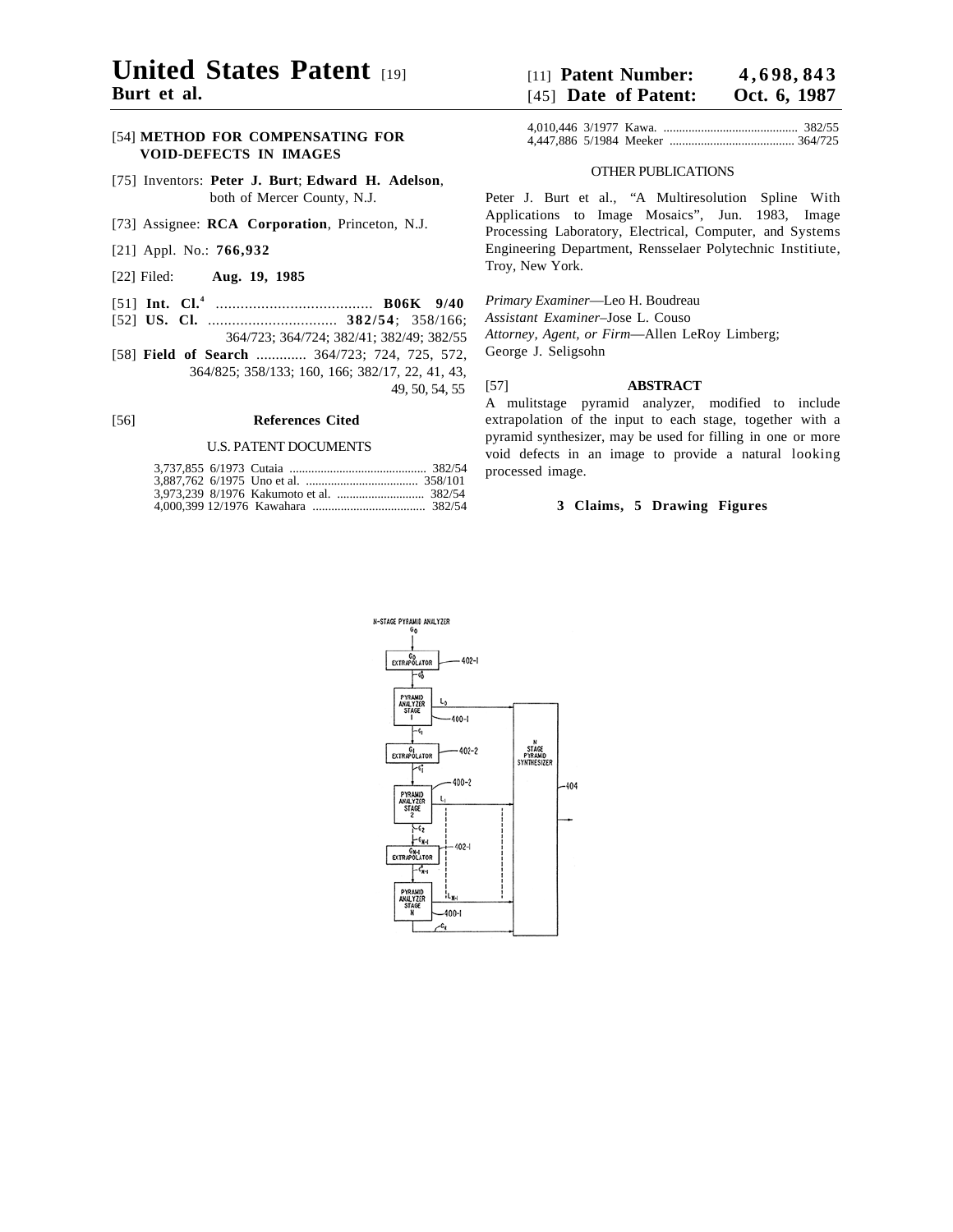# United States Patent [19]

**Burt et al.**

[11] **Patent Number: 4,698,843**

[45] **Date of Patent: Oct. 6, 1987**

[54] **METHOD FOR COMPENSATING FOR VOID-DEFECTS IN IMAGES**

[75] Inventors: **Peter J. Burt**; **Edward H. Adelson**, both of Mercer County, N.J.

[73] Assignee: **RCA Corporation**, Princeton, N.J.

[21] Appl. No.: **766,932**

[22] Filed: **Aug. 19, 1985**

[51] **Int. Cl.**[4] ...................................... **B06K 9/40**

[52] **US. Cl.** ................................ **382/54**; 358/166; 364/723; 364/724; 382/41; 382/49; 382/55

[58] **Field of Search** ............. 364/723; 724, 725, 572, 364/825; 358/133; 160, 166; 382/17, 22, 41, 43, 49, 50, 54, 55

[56] **References Cited**

U.S. PATENT DOCUMENTS

3,737,855 6/1973 Cutaia ........................................... 382/54
3,887,762 6/1975 Uno et al. .................................... 358/101
3,973,239 8/1976 Kakumoto et al. ........................... 382/54
4,000,399 12/1976 Kawahara .................................... 382/54
4,010,446 3/1977 Kawa. ........................................... 382/55
4,447,886 5/1984 Meeker ........................................ 364/725

OTHER PUBLICATIONS

Peter J. Burt et al., "A Multiresolution Spline With Applications to Image Mosaics", Jun. 1983, Image Processing Laboratory, Electrical, Computer, and Systems Engineering Department, Rensselaer Polytechnic Instituite, Troy, New York.

*Primary Examiner*—Leo H. Boudreau
*Assistant Examiner*–Jose L. Couso
*Attorney, Agent, or Firm*—Allen LeRoy Limberg; George J. Seligsohn

[57] **ABSTRACT**

A mulitstage pyramid analyzer, modified to include extrapolation of the input to each stage, together with a pyramid synthesizer, may be used for filling in one or more void defects in an image to provide a natural looking processed image.

**3 Claims, 5 Drawing Figures**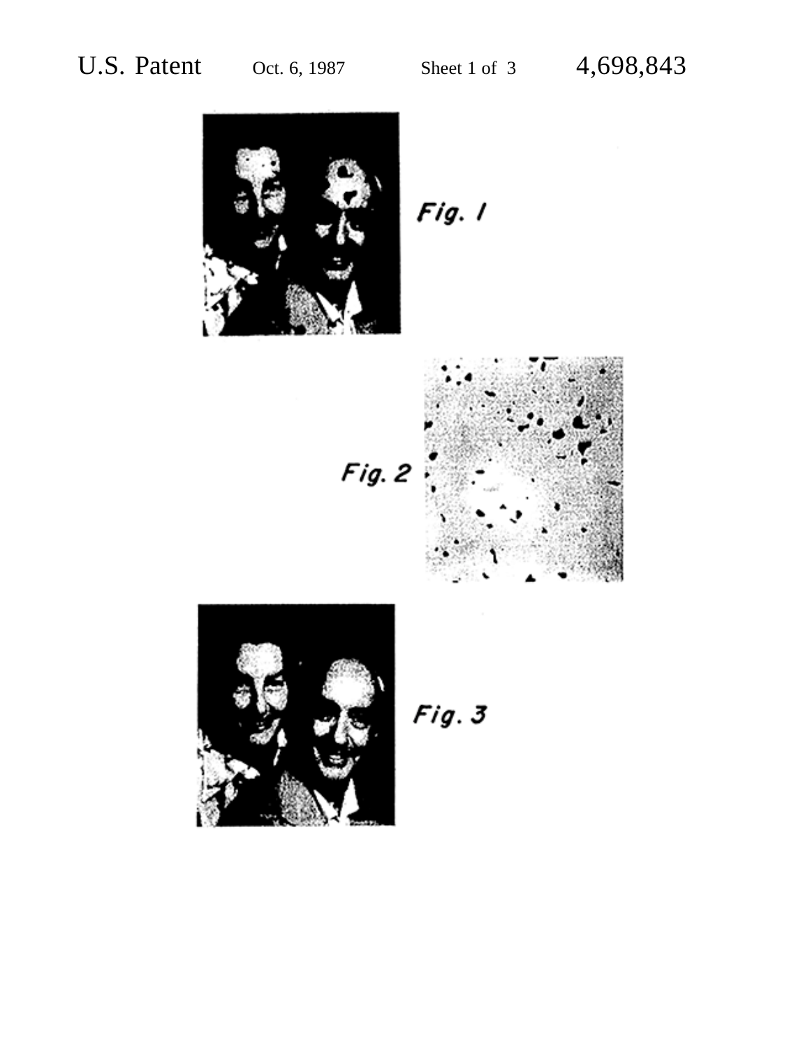Fig. 1

Fig. 2

Fig. 3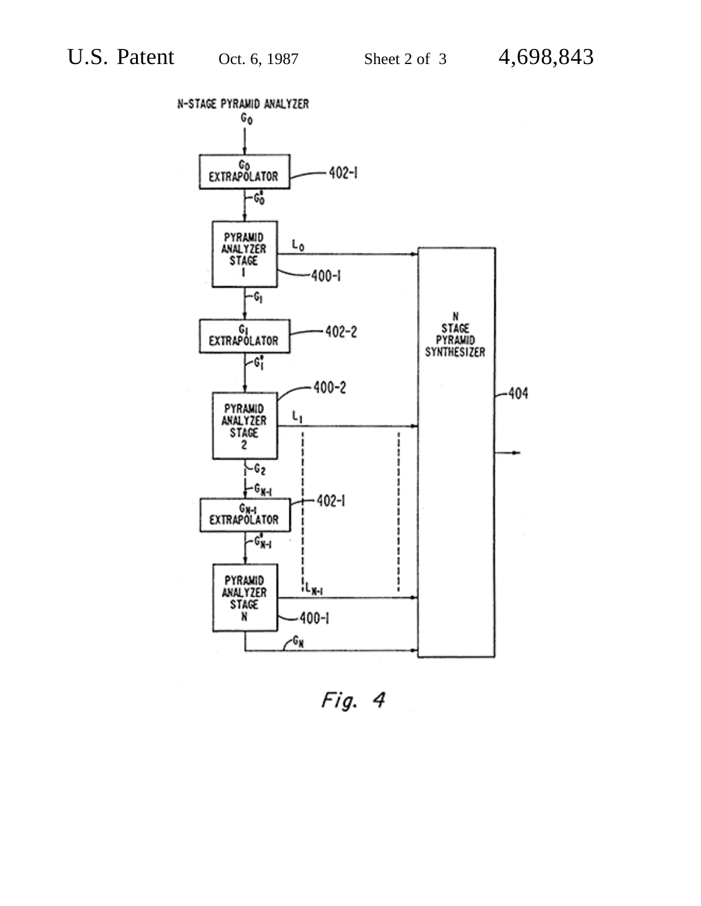N-STAGE PYRAMID ANALYZER

$G_0$

$G_0$ EXTRAPOLATOR — 402-1

$G_0^*$

PYRAMID ANALYZER STAGE 1 — 400-1

$L_0$

$G_1$

$G_1$ EXTRAPOLATOR — 402-2

$G_1^*$

PYRAMID ANALYZER STAGE 2 — 400-2

$L_1$

$G_2$

$G_{N-1}$

$G_{N-1}$ EXTRAPOLATOR — 402-1

$G_{N-1}^*$

PYRAMID ANALYZER STAGE N — 400-1

$L_{N-1}$

$G_N$

N STAGE PYRAMID SYNTHESIZER — 404

*Fig. 4*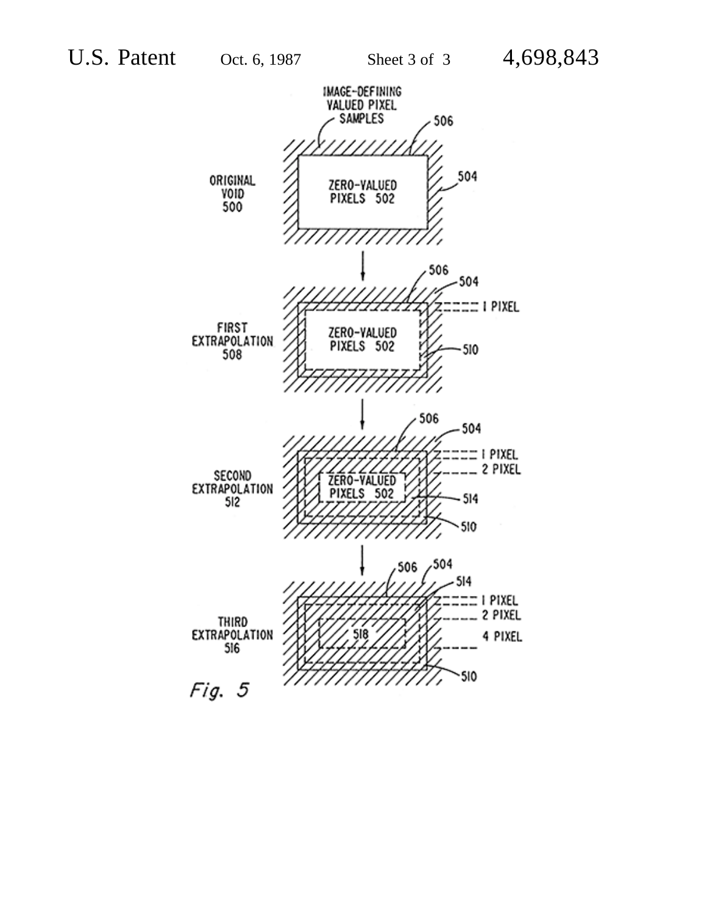IMAGE-DEFINING VALUED PIXEL SAMPLES

506

504

ORIGINAL VOID 500

ZERO-VALUED PIXELS 502

FIRST EXTRAPOLATION 508

506

504

1 PIXEL

ZERO-VALUED PIXELS 502

510

SECOND EXTRAPOLATION 512

506

504

1 PIXEL

2 PIXEL

ZERO-VALUED PIXELS 502

514

510

THIRD EXTRAPOLATION 516

506

504

514

1 PIXEL

2 PIXEL

518

4 PIXEL

510

*Fig. 5*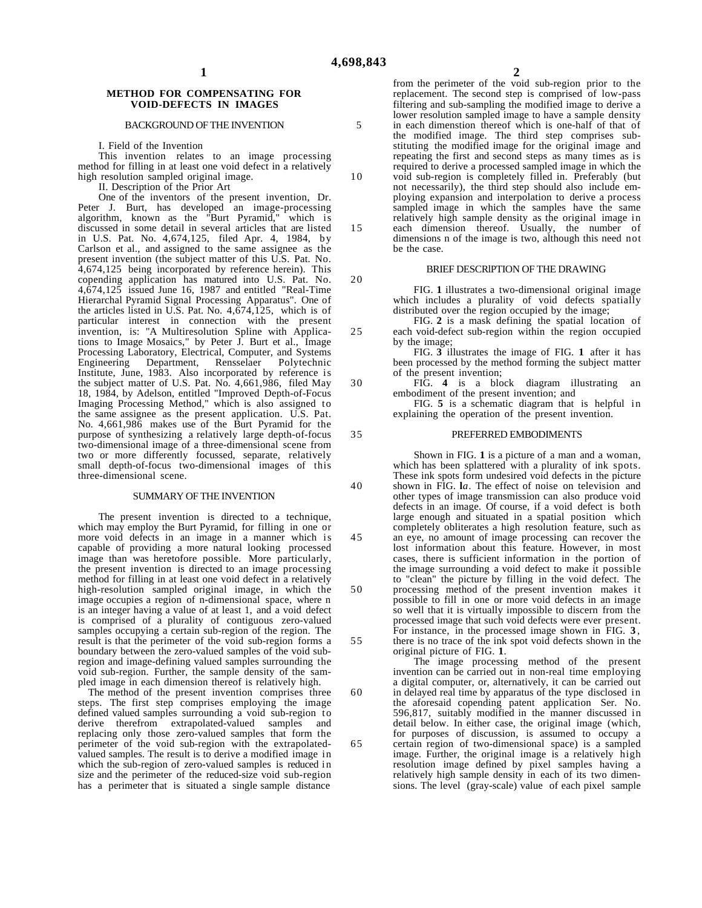# METHOD FOR COMPENSATING FOR VOID-DEFECTS IN IMAGES

## BACKGROUND OF THE INVENTION

I. Field of the Invention

This invention relates to an image processing method for filling in at least one void defect in a relatively high resolution sampled original image.

II. Description of the Prior Art

One of the inventors of the present invention, Dr. Peter J. Burt, has developed an image-processing algorithm, known as the "Burt Pyramid," which is discussed in some detail in several articles that are listed in U.S. Pat. No. 4,674,125, filed Apr. 4, 1984, by Carlson et al., and assigned to the same assignee as the present invention (the subject matter of this U.S. Pat. No. 4,674,125 being incorporated by reference herein). This copending application has matured into U.S. Pat. No. 4,674,125 issued June 16, 1987 and entitled "Real-Time Hierarchal Pyramid Signal Processing Apparatus". One of the articles listed in U.S. Pat. No. 4,674,125, which is of particular interest in connection with the present invention, is: "A Multiresolution Spline with Applications to Image Mosaics," by Peter J. Burt et al., Image Processing Laboratory, Electrical, Computer, and Systems Engineering Department, Rensselaer Polytechnic Institute, June, 1983. Also incorporated by reference is the subject matter of U.S. Pat. No. 4,661,986, filed May 18, 1984, by Adelson, entitled "Improved Depth-of-Focus Imaging Processing Method," which is also assigned to the same assignee as the present application. U.S. Pat. No. 4,661,986 makes use of the Burt Pyramid for the purpose of synthesizing a relatively large depth-of-focus two-dimensional image of a three-dimensional scene from two or more differently focussed, separate, relatively small depth-of-focus two-dimensional images of this three-dimensional scene.

## SUMMARY OF THE INVENTION

The present invention is directed to a technique, which may employ the Burt Pyramid, for filling in one or more void defects in an image in a manner which is capable of providing a more natural looking processed image than was heretofore possible. More particularly, the present invention is directed to an image processing method for filling in at least one void defect in a relatively high-resolution sampled original image, in which the image occupies a region of n-dimensional space, where n is an integer having a value of at least 1, and a void defect is comprised of a plurality of contiguous zero-valued samples occupying a certain sub-region of the region. The result is that the perimeter of the void sub-region forms a boundary between the zero-valued samples of the void sub-region and image-defining valued samples surrounding the void sub-region. Further, the sample density of the sampled image in each dimension thereof is relatively high.

The method of the present invention comprises three steps. The first step comprises employing the image defined valued samples surrounding a void sub-region to derive therefrom extrapolated-valued samples and replacing only those zero-valued samples that form the perimeter of the void sub-region with the extrapolated-valued samples. The result is to derive a modified image in which the sub-region of zero-valued samples is reduced in size and the perimeter of the reduced-size void sub-region has a perimeter that is situated a single sample distance from the perimeter of the void sub-region prior to the replacement. The second step is comprised of low-pass filtering and sub-sampling the modified image to derive a lower resolution sampled image to have a sample density in each dimenstion thereof which is one-half of that of the modified image. The third step comprises substituting the modified image for the original image and repeating the first and second steps as many times as is required to derive a processed sampled image in which the void sub-region is completely filled in. Preferably (but not necessarily), the third step should also include employing expansion and interpolation to derive a process sampled image in which the samples have the same relatively high sample density as the original image in each dimension thereof. Usually, the number of dimensions n of the image is two, although this need not be the case.

## BRIEF DESCRIPTION OF THE DRAWING

FIG. **1** illustrates a two-dimensional original image which includes a plurality of void defects spatially distributed over the region occupied by the image;

FIG. **2** is a mask defining the spatial location of each void-defect sub-region within the region occupied by the image;

FIG. **3** illustrates the image of FIG. **1** after it has been processed by the method forming the subject matter of the present invention;

FIG. **4** is a block diagram illustrating an embodiment of the present invention; and

FIG. **5** is a schematic diagram that is helpful in explaining the operation of the present invention.

## PREFERRED EMBODIMENTS

Shown in FIG. **1** is a picture of a man and a woman, which has been splattered with a plurality of ink spots. These ink spots form undesired void defects in the picture shown in FIG. **1***a*. The effect of noise on television and other types of image transmission can also produce void defects in an image. Of course, if a void defect is both large enough and situated in a spatial position which completely obliterates a high resolution feature, such as an eye, no amount of image processing can recover the lost information about this feature. However, in most cases, there is sufficient information in the portion of the image surrounding a void defect to make it possible to "clean" the picture by filling in the void defect. The processing method of the present invention makes it possible to fill in one or more void defects in an image so well that it is virtually impossible to discern from the processed image that such void defects were ever present. For instance, in the processed image shown in FIG. **3**, there is no trace of the ink spot void defects shown in the original picture of FIG. **1**.

The image processing method of the present invention can be carried out in non-real time employing a digital computer, or, alternatively, it can be carried out in delayed real time by apparatus of the type disclosed in the aforesaid copending patent application Ser. No. 596,817, suitably modified in the manner discussed in detail below. In either case, the original image (which, for purposes of discussion, is assumed to occupy a certain region of two-dimensional space) is a sampled image. Further, the original image is a relatively high resolution image defined by pixel samples having a relatively high sample density in each of its two dimensions. The level (gray-scale) value of each pixel sample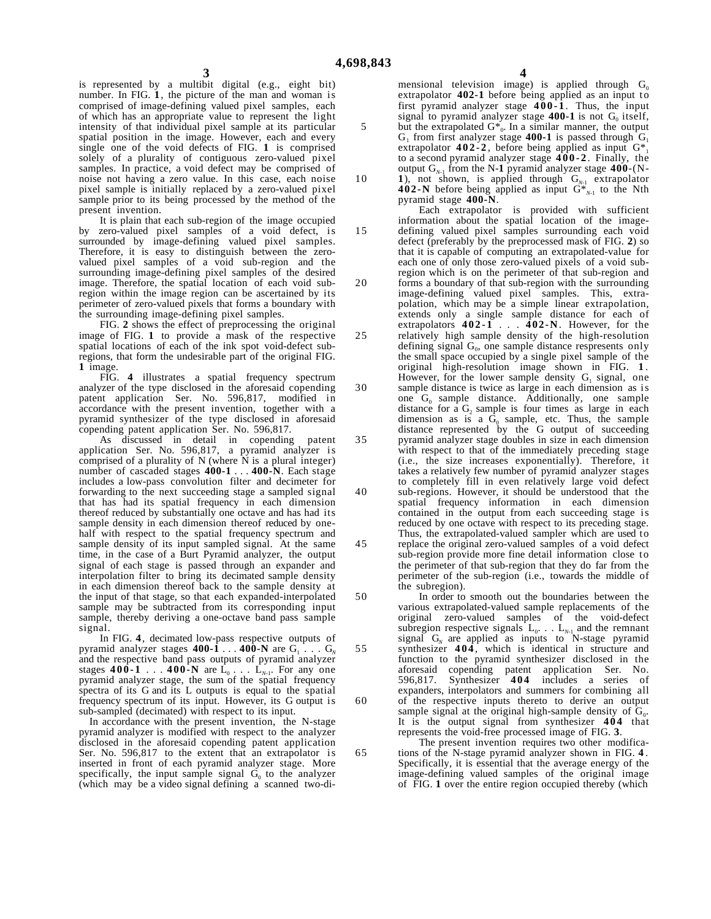is represented by a multibit digital (e.g., eight bit) number. In FIG. **1**, the picture of the man and woman is comprised of image-defining valued pixel samples, each of which has an appropriate value to represent the light intensity of that individual pixel sample at its particular spatial position in the image. However, each and every single one of the void defects of FIG. **1** is comprised solely of a plurality of contiguous zero-valued pixel samples. In practice, a void defect may be comprised of noise not having a zero value. In this case, each noise pixel sample is initially replaced by a zero-valued pixel sample prior to its being processed by the method of the present invention.

It is plain that each sub-region of the image occupied by zero-valued pixel samples of a void defect, is surrounded by image-defining valued pixel samples. Therefore, it is easy to distinguish between the zero-valued pixel samples of a void sub-region and the surrounding image-defining pixel samples of the desired image. Therefore, the spatial location of each void sub-region within the image region can be ascertained by its perimeter of zero-valued pixels that forms a boundary with the surrounding image-defining pixel samples.

FIG. **2** shows the effect of preprocessing the original image of FIG. **1** to provide a mask of the respective spatial locations of each of the ink spot void-defect sub-regions, that form the undesirable part of the original FIG. **1** image.

FIG. **4** illustrates a spatial frequency spectrum analyzer of the type disclosed in the aforesaid copending patent application Ser. No. 596,817, modified in accordance with the present invention, together with a pyramid synthesizer of the type disclosed in aforesaid copending patent application Ser. No. 596,817.

As discussed in detail in copending patent application Ser. No. 596,817, a pyramid analyzer is comprised of a plurality of N (where N is a plural integer) number of cascaded stages **400-1** . . . **400-N**. Each stage includes a low-pass convolution filter and decimeter for forwarding to the next succeeding stage a sampled signal that has had its spatial frequency in each dimension thereof reduced by substantially one octave and has had its sample density in each dimension thereof reduced by one-half with respect to the spatial frequency spectrum and sample density of its input sampled signal. At the same time, in the case of a Burt Pyramid analyzer, the output signal of each stage is passed through an expander and interpolation filter to bring its decimated sample density in each dimension thereof back to the sample density at the input of that stage, so that each expanded-interpolated sample may be subtracted from its corresponding input sample, thereby deriving a one-octave band pass sample signal.

In FIG. **4**, decimated low-pass respective outputs of pyramid analyzer stages **400-1** . . . **400-N** are $G_1 \ldots G_N$ and the respective band pass outputs of pyramid analyzer stages **400-1** . . . **400-N** are $L_0 \ldots L_{N-1}$. For any one pyramid analyzer stage, the sum of the spatial frequency spectra of its G and its L outputs is equal to the spatial frequency spectrum of its input. However, its G output is sub-sampled (decimated) with respect to its input.

In accordance with the present invention, the N-stage pyramid analyzer is modified with respect to the analyzer disclosed in the aforesaid copending patent application Ser. No. 596,817 to the extent that an extrapolator is inserted in front of each pyramid analyzer stage. More specifically, the input sample signal $G_0$ to the analyzer (which may be a video signal defining a scanned two-dimensional television image) is applied through $G_0$ extrapolator **402-1** before being applied as an input to first pyramid analyzer stage **400-1**. Thus, the input signal to pyramid analyzer stage **400-1** is not $G_0$ itself, but the extrapolated $G^*_0$. In a similar manner, the output $G_1$ from first analyzer stage **400-1** is passed through $G_1$ extrapolator **402-2**, before being applied as input $G^*_1$ to a second pyramid analyzer stage **400-2**. Finally, the output $G_{N-1}$ from the N-**1** pyramid analyzer stage **400**-(N-**1**), not shown, is applied through $G_{N-1}$ extrapolator **402-N** before being applied as input $G^*_{N-1}$ to the Nth pyramid stage **400-N**.

Each extrapolator is provided with sufficient information about the spatial location of the image-defining valued pixel samples surrounding each void defect (preferably by the preprocessed mask of FIG. **2**) so that it is capable of computing an extrapolated-value for each one of only those zero-valued pixels of a void sub-region which is on the perimeter of that sub-region and forms a boundary of that sub-region with the surrounding image-defining valued pixel samples. This, extrapolation, which may be a simple linear extrapolation, extends only a single sample distance for each of extrapolators **402-1** . . . **402-N**. However, for the relatively high sample density of the high-resolution defining signal $G_0$, one sample distance respresents only the small space occupied by a single pixel sample of the original high-resolution image shown in FIG. **1**. However, for the lower sample density $G_1$ signal, one sample distance is twice as large in each dimension as is one $G_0$ sample distance. Additionally, one sample distance for a $G_2$ sample is four times as large in each dimension as is a $G_0$ sample, etc. Thus, the sample distance represented by the G output of succeeding pyramid analyzer stage doubles in size in each dimension with respect to that of the immediately preceding stage (i.e., the size increases exponentially). Therefore, it takes a relatively few number of pyramid analyzer stages to completely fill in even relatively large void defect sub-regions. However, it should be understood that the spatial frequency information in each dimension contained in the output from each succeeding stage is reduced by one octave with respect to its preceding stage. Thus, the extrapolated-valued sampler which are used to replace the original zero-valued samples of a void defect sub-region provide more fine detail information close to the perimeter of that sub-region that they do far from the perimeter of the sub-region (i.e., towards the middle of the subregion).

In order to smooth out the boundaries between the various extrapolated-valued sample replacements of the original zero-valued samples of the void-defect subregion respective signals $L_0 \ldots L_{N-1}$ and the remnant signal $G_N$ are applied as inputs to N-stage pyramid synthesizer **404**, which is identical in structure and function to the pyramid synthesizer disclosed in the aforesaid copending patent application Ser. No. 596,817. Synthesizer **404** includes a series of expanders, interpolators and summers for combining all of the respective inputs thereto to derive an output sample signal at the original high-sample density of $G_0$. It is the output signal from synthesizer **404** that represents the void-free processed image of FIG. **3**.

The present invention requires two other modifications of the N-stage pyramid analyzer shown in FIG. **4**. Specifically, it is essential that the average energy of the image-defining valued samples of the original image of FIG. **1** over the entire region occupied thereby (which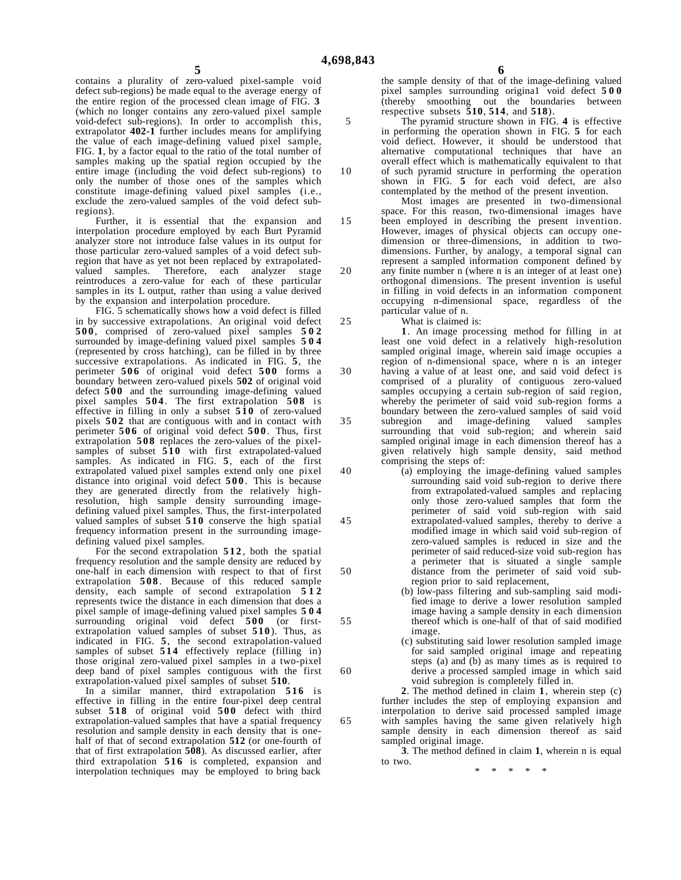contains a plurality of zero-valued pixel-sample void defect sub-regions) be made equal to the average energy of the entire region of the processed clean image of FIG. **3** (which no longer contains any zero-valued pixel sample void-defect sub-regions). In order to accomplish this, extrapolator **402-1** further includes means for amplifying the value of each image-defining valued pixel sample, FIG. **1**, by a factor equal to the ratio of the total number of samples making up the spatial region occupied by the entire image (including the void defect sub-regions) to only the number of those ones of the samples which constitute image-defining valued pixel samples (i.e., exclude the zero-valued samples of the void defect sub-regions).

Further, it is essential that the expansion and interpolation procedure employed by each Burt Pyramid analyzer store not introduce false values in its output for those particular zero-valued samples of a void defect sub-region that have as yet not been replaced by extrapolated-valued samples. Therefore, each analyzer stage reintroduces a zero-value for each of these particular samples in its L output, rather than using a value derived by the expansion and interpolation procedure.

FIG. 5 schematically shows how a void defect is filled in by successive extrapolations. An original void defect **500**, comprised of zero-valued pixel samples **502** surrounded by image-defining valued pixel samples **504** (represented by cross hatching), can be filled in by three successive extrapolations. As indicated in FIG. **5**, the perimeter **506** of original void defect **500** forms a boundary between zero-valued pixels **502** of original void defect **500** and the surrounding image-defining valued pixel samples **504**. The first extrapolation **508** is effective in filling in only a subset **510** of zero-valued pixels **502** that are contiguous with and in contact with perimeter **506** of original void defect **500**. Thus, first extrapolation **508** replaces the zero-values of the pixel-samples of subset **510** with first extrapolated-valued samples. As indicated in FIG. **5**, each of the first extrapolated valued pixel samples extend only one pixel distance into original void defect **500**. This is because they are generated directly from the relatively high-resolution, high sample density surrounding image-defining valued pixel samples. Thus, the first-interpolated valued samples of subset **510** conserve the high spatial frequency information present in the surrounding image-defining valued pixel samples.

For the second extrapolation **512**, both the spatial frequency resolution and the sample density are reduced by one-half in each dimension with respect to that of first extrapolation **508**. Because of this reduced sample density, each sample of second extrapolation **512** represents twice the distance in each dimension that does a pixel sample of image-defining valued pixel samples **504** surrounding original void defect **500** (or first-extrapolation valued samples of subset **510**). Thus, as indicated in FIG. **5**, the second extrapolation-valued samples of subset **514** effectively replace (filling in) those original zero-valued pixel samples in a two-pixel deep band of pixel samples contiguous with the first extrapolation-valued pixel samples of subset **510**.

In a similar manner, third extrapolation **516** is effective in filling in the entire four-pixel deep central subset **518** of original void **500** defect with third extrapolation-valued samples that have a spatial frequency resolution and sample density in each density that is one-half of that of second extrapolation **512** (or one-fourth of that of first extrapolation **508**). As discussed earlier, after third extrapolation **516** is completed, expansion and interpolation techniques may be employed to bring back the sample density of that of the image-defining valued pixel samples surrounding origina1 void defect **500** (thereby smoothing out the boundaries between respective subsets **510**, **514**, and **518**).

The pyramid structure shown in FIG. **4** is effective in performing the operation shown in FIG. **5** for each void defiect. However, it should be understood that alternative computational techniques that have an overall effect which is mathematically equivalent to that of such pyramid structure in performing the operation shown in FIG. **5** for each void defect, are also contemplated by the method of the present invention.

Most images are presented in two-dimensional space. For this reason, two-dimensional images have been employed in describing the present invention. However, images of physical objects can occupy one-dimension or three-dimensions, in addition to two-dimensions. Further, by analogy, a temporal signal can represent a sampled information component defined by any finite number n (where n is an integer of at least one) orthogonal dimensions. The present invention is useful in filling in void defects in an information component occupying n-dimensional space, regardless of the particular value of n.

What is claimed is:

**1**. An image processing method for filling in at least one void defect in a relatively high-resolution sampled original image, wherein said image occupies a region of n-dimensional space, where n is an integer having a value of at least one, and said void defect is comprised of a plurality of contiguous zero-valued samples occupying a certain sub-region of said region, whereby the perimeter of said void sub-region forms a boundary between the zero-valued samples of said void subregion and image-defining valued samples surrounding that void sub-region; and wherein said sampled original image in each dimension thereof has a given relatively high sample density, said method comprising the steps of:

(a) employing the image-defining valued samples surrounding said void sub-region to derive there from extrapolated-valued samples and replacing only those zero-valued samples that form the perimeter of said void sub-region with said extrapolated-valued samples, thereby to derive a modified image in which said void sub-region of zero-valued samples is reduced in size and the perimeter of said reduced-size void sub-region has a perimeter that is situated a single sample distance from the perimeter of said void sub-region prior to said replacement,

(b) low-pass filtering and sub-sampling said modified image to derive a lower resolution sampled image having a sample density in each dimension thereof which is one-half of that of said modified image.

(c) substituting said lower resolution sampled image for said sampled original image and repeating steps (a) and (b) as many times as is required to derive a processed sampled image in which said void subregion is completely filled in.

**2**. The method defined in claim **1**, wherein step (c) further includes the step of employing expansion and interpolation to derive said processed sampled image with samples having the same given relatively high sample density in each dimension thereof as said sampled original image.

**3**. The method defined in claim **1**, wherein n is equal to two.

\* \* \* \* \*